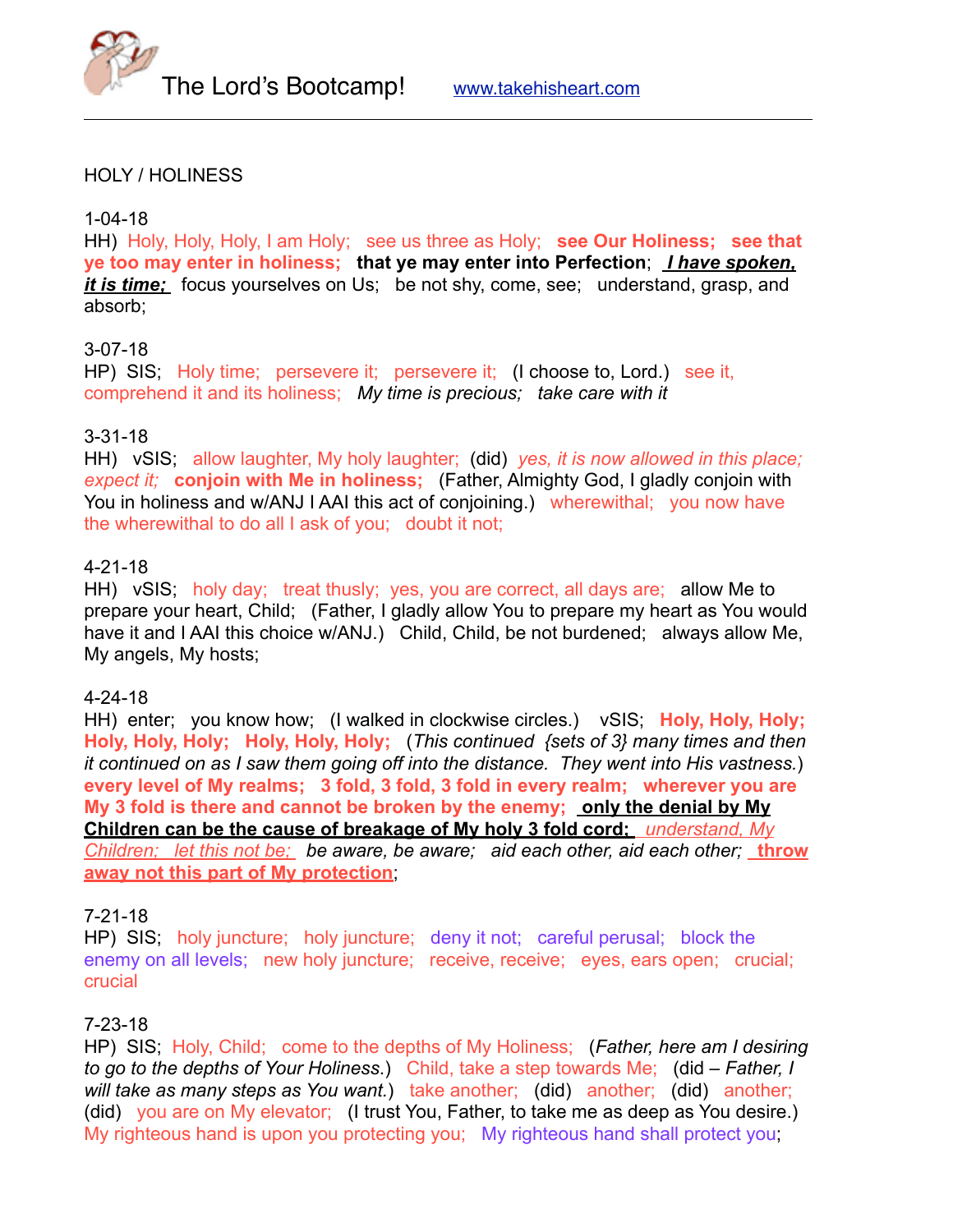The Lord's Bootcamp! www.takehisheart.com

---

HOLY / HOLINESS

1-04-18
HH) Holy, Holy, Holy, I am Holy; see us three as Holy; **see Our Holiness; see that ye too may enter in holiness; that ye may enter into Perfection**; ***I have spoken, it is time;*** focus yourselves on Us; be not shy, come, see; understand, grasp, and absorb;

3-07-18
HP) SIS; Holy time; persevere it; persevere it; (I choose to, Lord.) see it, comprehend it and its holiness; *My time is precious; take care with it*

3-31-18
HH) vSIS; allow laughter, My holy laughter; (did) *yes, it is now allowed in this place; expect it;* **conjoin with Me in holiness;** (Father, Almighty God, I gladly conjoin with You in holiness and w/ANJ I AAI this act of conjoining.) wherewithal; you now have the wherewithal to do all I ask of you; doubt it not;

4-21-18
HH) vSIS; holy day; treat thusly; yes, you are correct, all days are; allow Me to prepare your heart, Child; (Father, I gladly allow You to prepare my heart as You would have it and I AAI this choice w/ANJ.) Child, Child, be not burdened; always allow Me, My angels, My hosts;

4-24-18
HH) enter; you know how; (I walked in clockwise circles.) vSIS; **Holy, Holy, Holy; Holy, Holy, Holy; Holy, Holy, Holy;** (*This continued {sets of 3} many times and then it continued on as I saw them going off into the distance. They went into His vastness.*) **every level of My realms; 3 fold, 3 fold, 3 fold in every realm; wherever you are My 3 fold is there and cannot be broken by the enemy; only the denial by My Children can be the cause of breakage of My holy 3 fold cord;** *understand, My Children; let this not be; be aware, be aware; aid each other, aid each other;* **throw away not this part of My protection**;

7-21-18
HP) SIS; holy juncture; holy juncture; deny it not; careful perusal; block the enemy on all levels; new holy juncture; receive, receive; eyes, ears open; crucial; crucial

7-23-18
HP) SIS; Holy, Child; come to the depths of My Holiness; (*Father, here am I desiring to go to the depths of Your Holiness.*) Child, take a step towards Me; (did – *Father, I will take as many steps as You want.*) take another; (did) another; (did) another; (did) you are on My elevator; (I trust You, Father, to take me as deep as You desire.) My righteous hand is upon you protecting you; My righteous hand shall protect you;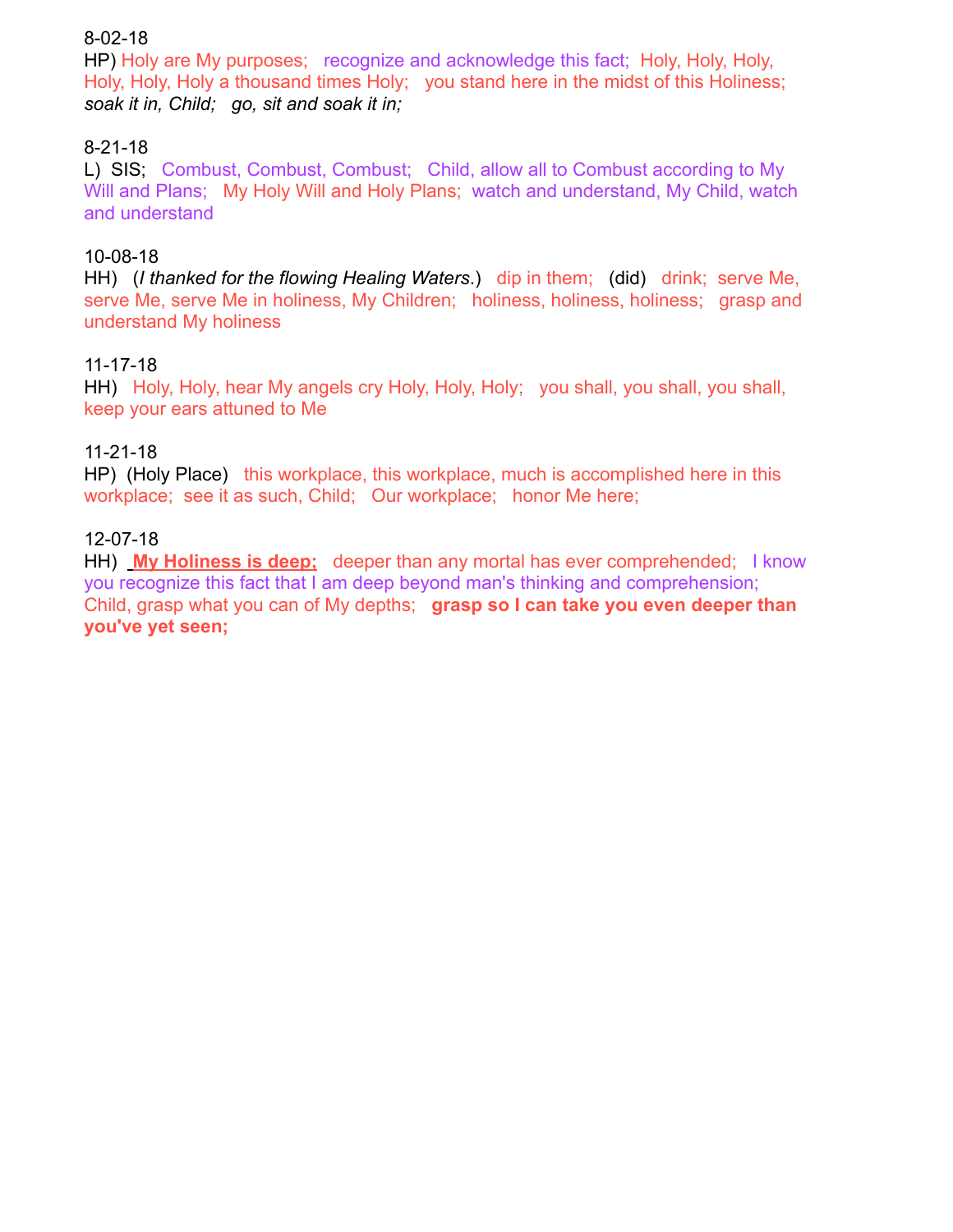8-02-18
HP) Holy are My purposes;   recognize and acknowledge this fact;  Holy, Holy, Holy, Holy, Holy, Holy a thousand times Holy;   you stand here in the midst of this Holiness;   *soak it in, Child;   go, sit and soak it in;*

8-21-18
L)  SIS;   Combust, Combust, Combust;   Child, allow all to Combust according to My Will and Plans;   My Holy Will and Holy Plans;  watch and understand, My Child, watch and understand

10-08-18
HH)   (*I thanked for the flowing Healing Waters*.)   dip in them;   (did)   drink;  serve Me, serve Me, serve Me in holiness, My Children;   holiness, holiness, holiness;   grasp and understand My holiness

11-17-18
HH)   Holy, Holy, hear My angels cry Holy, Holy, Holy;   you shall, you shall, you shall, keep your ears attuned to Me

11-21-18
HP)  (Holy Place)   this workplace, this workplace, much is accomplished here in this workplace;  see it as such, Child;   Our workplace;   honor Me here;

12-07-18
HH)  **My Holiness is deep;**   deeper than any mortal has ever comprehended;   I know you recognize this fact that I am deep beyond man's thinking and comprehension;   Child, grasp what you can of My depths;   **grasp so I can take you even deeper than you've yet seen;**